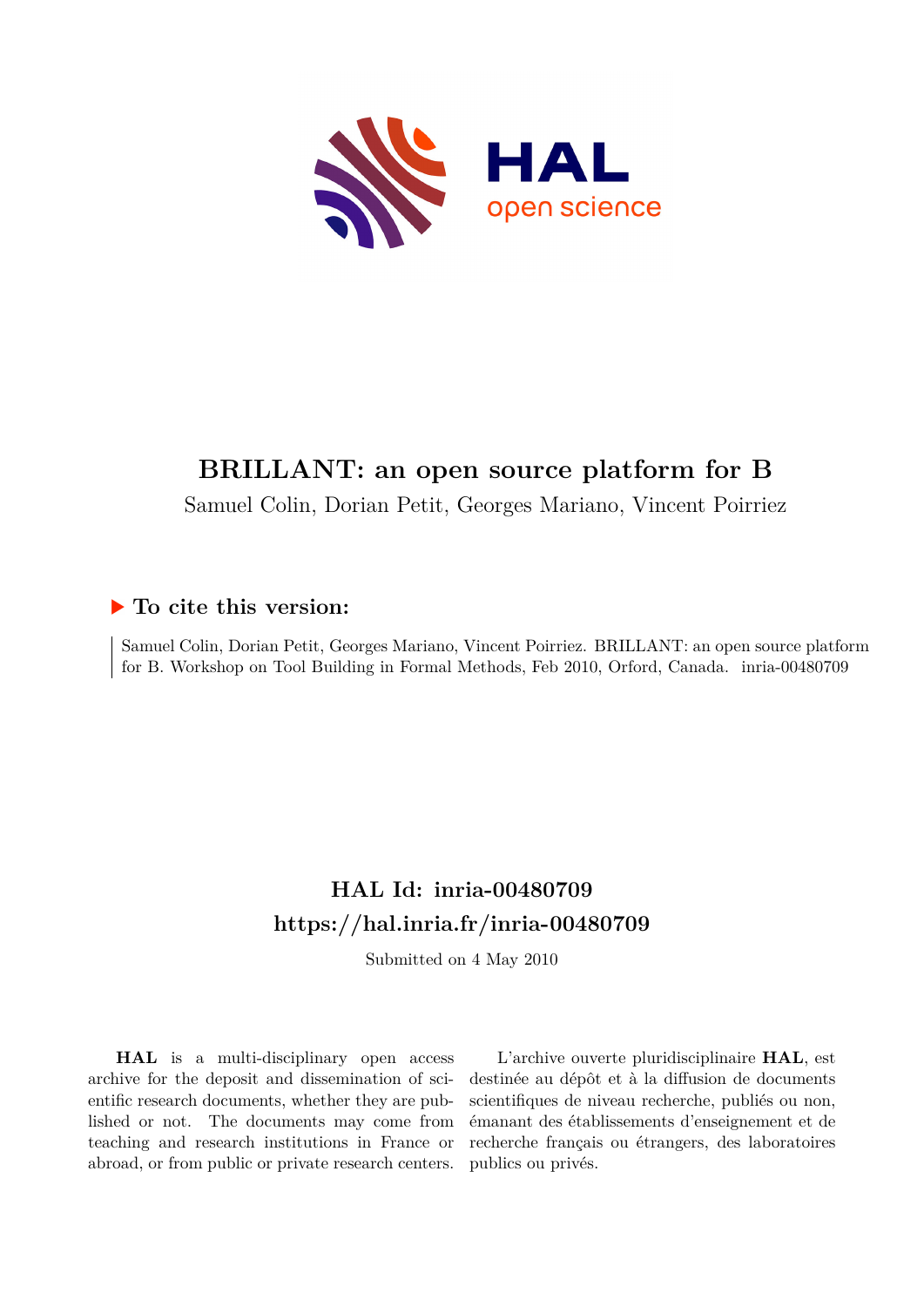# BRILLANT: an open source platform for B

Samuel Colin, Dorian Petit, Georges Mariano, Vincent Poirriez

## ▶ To cite this version:

Samuel Colin, Dorian Petit, Georges Mariano, Vincent Poirriez. BRILLANT: an open source platform for B. Workshop on Tool Building in Formal Methods, Feb 2010, Orford, Canada. inria-00480709

## HAL Id: inria-00480709
## https://hal.inria.fr/inria-00480709

Submitted on 4 May 2010

**HAL** is a multi-disciplinary open access archive for the deposit and dissemination of scientific research documents, whether they are published or not. The documents may come from teaching and research institutions in France or abroad, or from public or private research centers.

L'archive ouverte pluridisciplinaire **HAL**, est destinée au dépôt et à la diffusion de documents scientifiques de niveau recherche, publiés ou non, émanant des établissements d'enseignement et de recherche français ou étrangers, des laboratoires publics ou privés.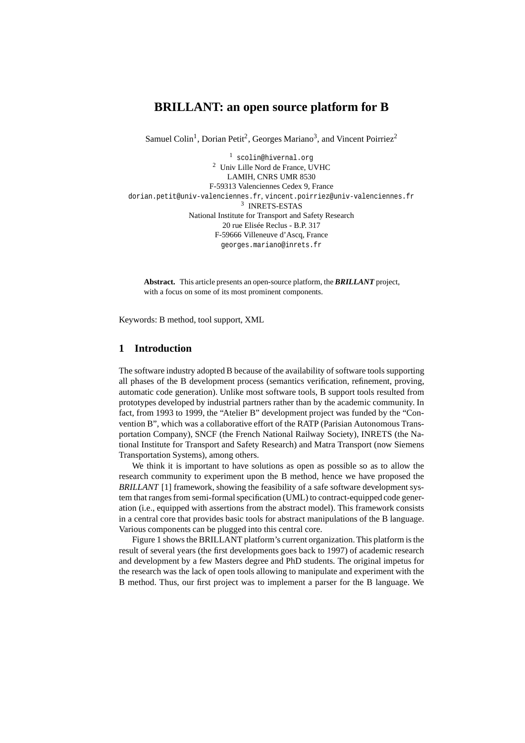# BRILLANT: an open source platform for B

Samuel Colin[1], Dorian Petit[2], Georges Mariano[3], and Vincent Poirriez[2]

[1] scolin@hivernal.org  
[2] Univ Lille Nord de France, UVHC  
LAMIH, CNRS UMR 8530  
F-59313 Valenciennes Cedex 9, France  
dorian.petit@univ-valenciennes.fr, vincent.poirriez@univ-valenciennes.fr  
[3] INRETS-ESTAS  
National Institute for Transport and Safety Research  
20 rue Elisée Reclus - B.P. 317  
F-59666 Villeneuve d'Ascq, France  
georges.mariano@inrets.fr

**Abstract.** This article presents an open-source platform, the ***BRILLANT*** project, with a focus on some of its most prominent components.

Keywords: B method, tool support, XML

## 1 Introduction

The software industry adopted B because of the availability of software tools supporting all phases of the B development process (semantics verification, refinement, proving, automatic code generation). Unlike most software tools, B support tools resulted from prototypes developed by industrial partners rather than by the academic community. In fact, from 1993 to 1999, the "Atelier B" development project was funded by the "Convention B", which was a collaborative effort of the RATP (Parisian Autonomous Transportation Company), SNCF (the French National Railway Society), INRETS (the National Institute for Transport and Safety Research) and Matra Transport (now Siemens Transportation Systems), among others.

We think it is important to have solutions as open as possible so as to allow the research community to experiment upon the B method, hence we have proposed the *BRILLANT* [1] framework, showing the feasibility of a safe software development system that ranges from semi-formal specification (UML) to contract-equipped code generation (i.e., equipped with assertions from the abstract model). This framework consists in a central core that provides basic tools for abstract manipulations of the B language. Various components can be plugged into this central core.

Figure 1 shows the BRILLANT platform's current organization. This platform is the result of several years (the first developments goes back to 1997) of academic research and development by a few Masters degree and PhD students. The original impetus for the research was the lack of open tools allowing to manipulate and experiment with the B method. Thus, our first project was to implement a parser for the B language. We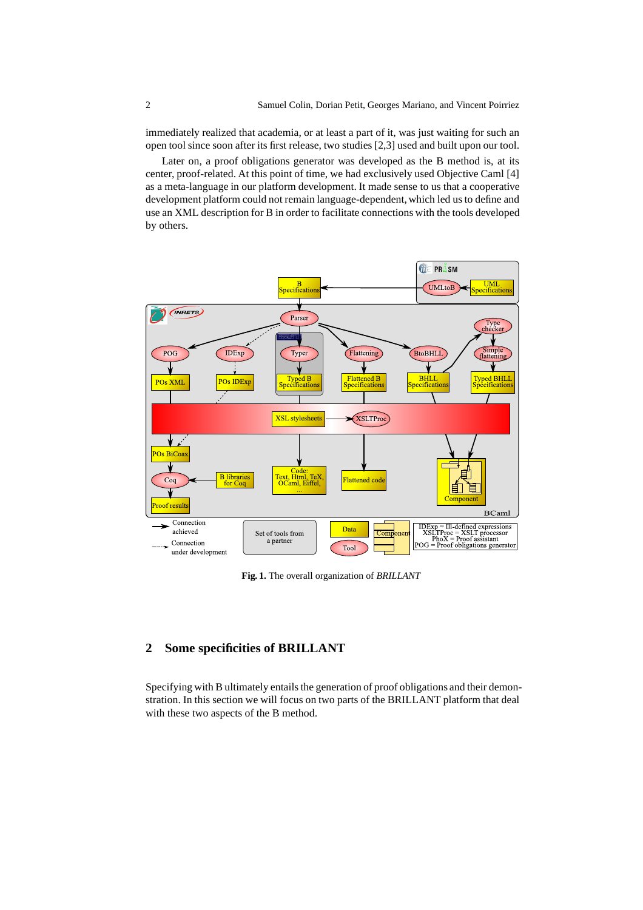immediately realized that academia, or at least a part of it, was just waiting for such an open tool since soon after its first release, two studies [2,3] used and built upon our tool.

Later on, a proof obligations generator was developed as the B method is, at its center, proof-related. At this point of time, we had exclusively used Objective Caml [4] as a meta-language in our platform development. It made sense to us that a cooperative development platform could not remain language-dependent, which led us to define and use an XML description for B in order to facilitate connections with the tools developed by others.

**Fig. 1.** The overall organization of *BRILLANT*

## 2 Some specificities of BRILLANT

Specifying with B ultimately entails the generation of proof obligations and their demonstration. In this section we will focus on two parts of the BRILLANT platform that deal with these two aspects of the B method.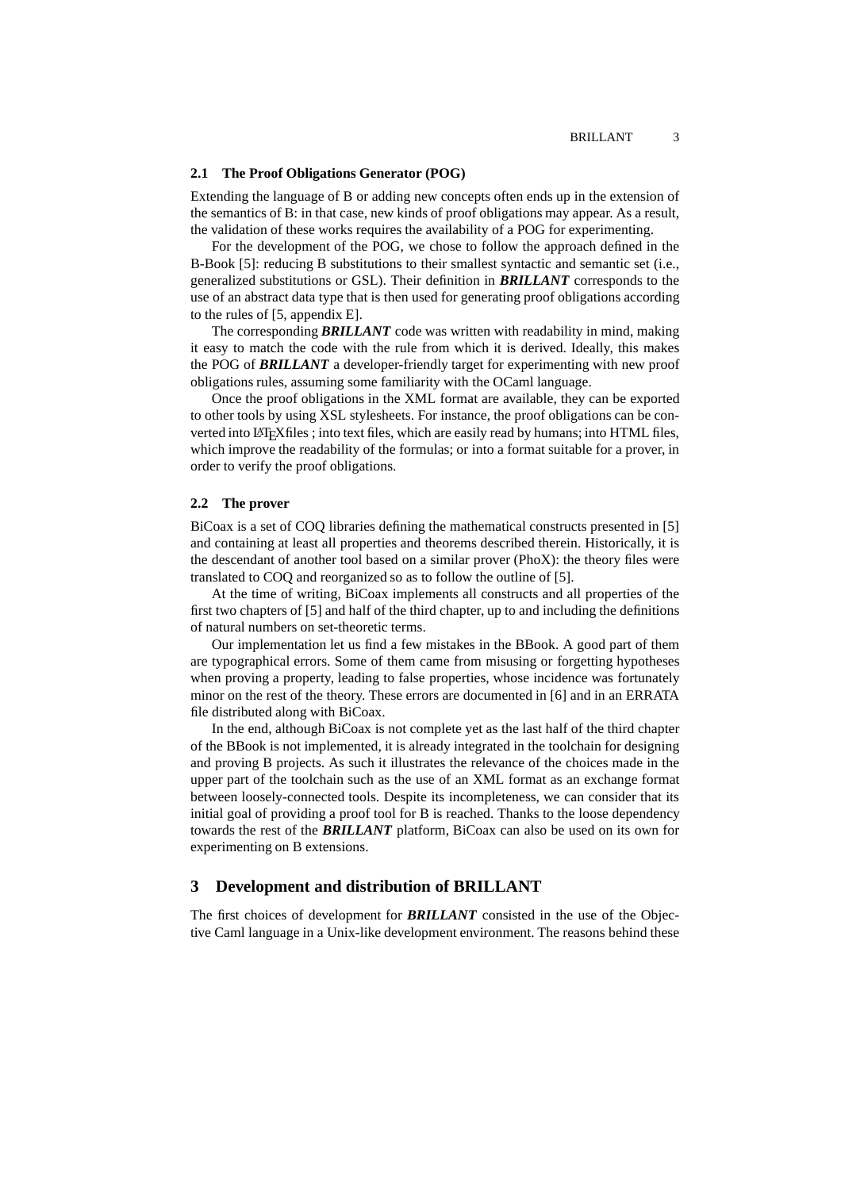### 2.1 The Proof Obligations Generator (POG)

Extending the language of B or adding new concepts often ends up in the extension of the semantics of B: in that case, new kinds of proof obligations may appear. As a result, the validation of these works requires the availability of a POG for experimenting.

For the development of the POG, we chose to follow the approach defined in the B-Book [5]: reducing B substitutions to their smallest syntactic and semantic set (i.e., generalized substitutions or GSL). Their definition in ***BRILLANT*** corresponds to the use of an abstract data type that is then used for generating proof obligations according to the rules of [5, appendix E].

The corresponding ***BRILLANT*** code was written with readability in mind, making it easy to match the code with the rule from which it is derived. Ideally, this makes the POG of ***BRILLANT*** a developer-friendly target for experimenting with new proof obligations rules, assuming some familiarity with the OCaml language.

Once the proof obligations in the XML format are available, they can be exported to other tools by using XSL stylesheets. For instance, the proof obligations can be converted into LaTeXfiles ; into text files, which are easily read by humans; into HTML files, which improve the readability of the formulas; or into a format suitable for a prover, in order to verify the proof obligations.

### 2.2 The prover

BiCoax is a set of COQ libraries defining the mathematical constructs presented in [5] and containing at least all properties and theorems described therein. Historically, it is the descendant of another tool based on a similar prover (PhoX): the theory files were translated to COQ and reorganized so as to follow the outline of [5].

At the time of writing, BiCoax implements all constructs and all properties of the first two chapters of [5] and half of the third chapter, up to and including the definitions of natural numbers on set-theoretic terms.

Our implementation let us find a few mistakes in the BBook. A good part of them are typographical errors. Some of them came from misusing or forgetting hypotheses when proving a property, leading to false properties, whose incidence was fortunately minor on the rest of the theory. These errors are documented in [6] and in an ERRATA file distributed along with BiCoax.

In the end, although BiCoax is not complete yet as the last half of the third chapter of the BBook is not implemented, it is already integrated in the toolchain for designing and proving B projects. As such it illustrates the relevance of the choices made in the upper part of the toolchain such as the use of an XML format as an exchange format between loosely-connected tools. Despite its incompleteness, we can consider that its initial goal of providing a proof tool for B is reached. Thanks to the loose dependency towards the rest of the ***BRILLANT*** platform, BiCoax can also be used on its own for experimenting on B extensions.

## 3 Development and distribution of BRILLANT

The first choices of development for ***BRILLANT*** consisted in the use of the Objective Caml language in a Unix-like development environment. The reasons behind these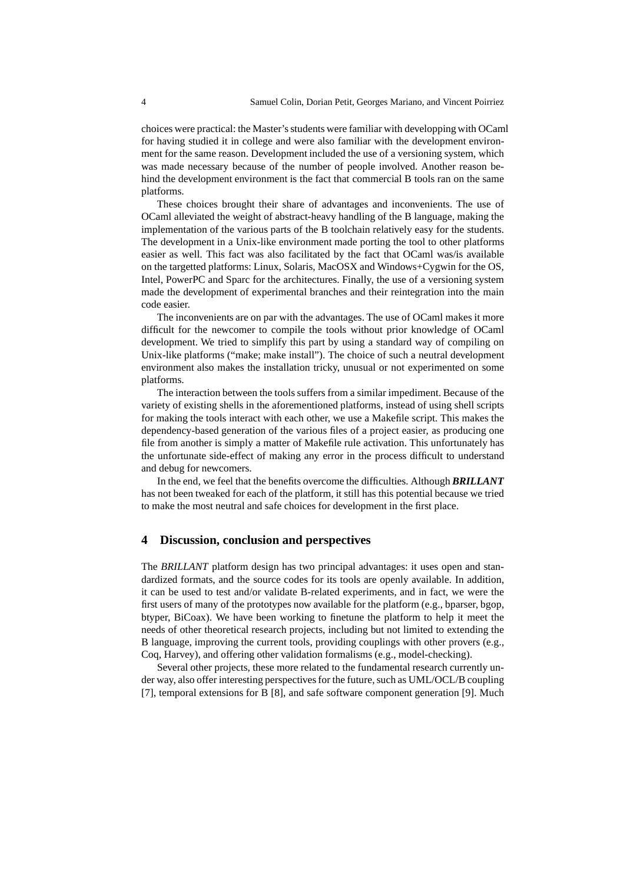choices were practical: the Master's students were familiar with developping with OCaml for having studied it in college and were also familiar with the development environment for the same reason. Development included the use of a versioning system, which was made necessary because of the number of people involved. Another reason behind the development environment is the fact that commercial B tools ran on the same platforms.

These choices brought their share of advantages and inconvenients. The use of OCaml alleviated the weight of abstract-heavy handling of the B language, making the implementation of the various parts of the B toolchain relatively easy for the students. The development in a Unix-like environment made porting the tool to other platforms easier as well. This fact was also facilitated by the fact that OCaml was/is available on the targetted platforms: Linux, Solaris, MacOSX and Windows+Cygwin for the OS, Intel, PowerPC and Sparc for the architectures. Finally, the use of a versioning system made the development of experimental branches and their reintegration into the main code easier.

The inconvenients are on par with the advantages. The use of OCaml makes it more difficult for the newcomer to compile the tools without prior knowledge of OCaml development. We tried to simplify this part by using a standard way of compiling on Unix-like platforms ("make; make install"). The choice of such a neutral development environment also makes the installation tricky, unusual or not experimented on some platforms.

The interaction between the tools suffers from a similar impediment. Because of the variety of existing shells in the aforementioned platforms, instead of using shell scripts for making the tools interact with each other, we use a Makefile script. This makes the dependency-based generation of the various files of a project easier, as producing one file from another is simply a matter of Makefile rule activation. This unfortunately has the unfortunate side-effect of making any error in the process difficult to understand and debug for newcomers.

In the end, we feel that the benefits overcome the difficulties. Although ***BRILLANT*** has not been tweaked for each of the platform, it still has this potential because we tried to make the most neutral and safe choices for development in the first place.

## 4 Discussion, conclusion and perspectives

The *BRILLANT* platform design has two principal advantages: it uses open and standardized formats, and the source codes for its tools are openly available. In addition, it can be used to test and/or validate B-related experiments, and in fact, we were the first users of many of the prototypes now available for the platform (e.g., bparser, bgop, btyper, BiCoax). We have been working to finetune the platform to help it meet the needs of other theoretical research projects, including but not limited to extending the B language, improving the current tools, providing couplings with other provers (e.g., Coq, Harvey), and offering other validation formalisms (e.g., model-checking).

Several other projects, these more related to the fundamental research currently under way, also offer interesting perspectives for the future, such as UML/OCL/B coupling [7], temporal extensions for B [8], and safe software component generation [9]. Much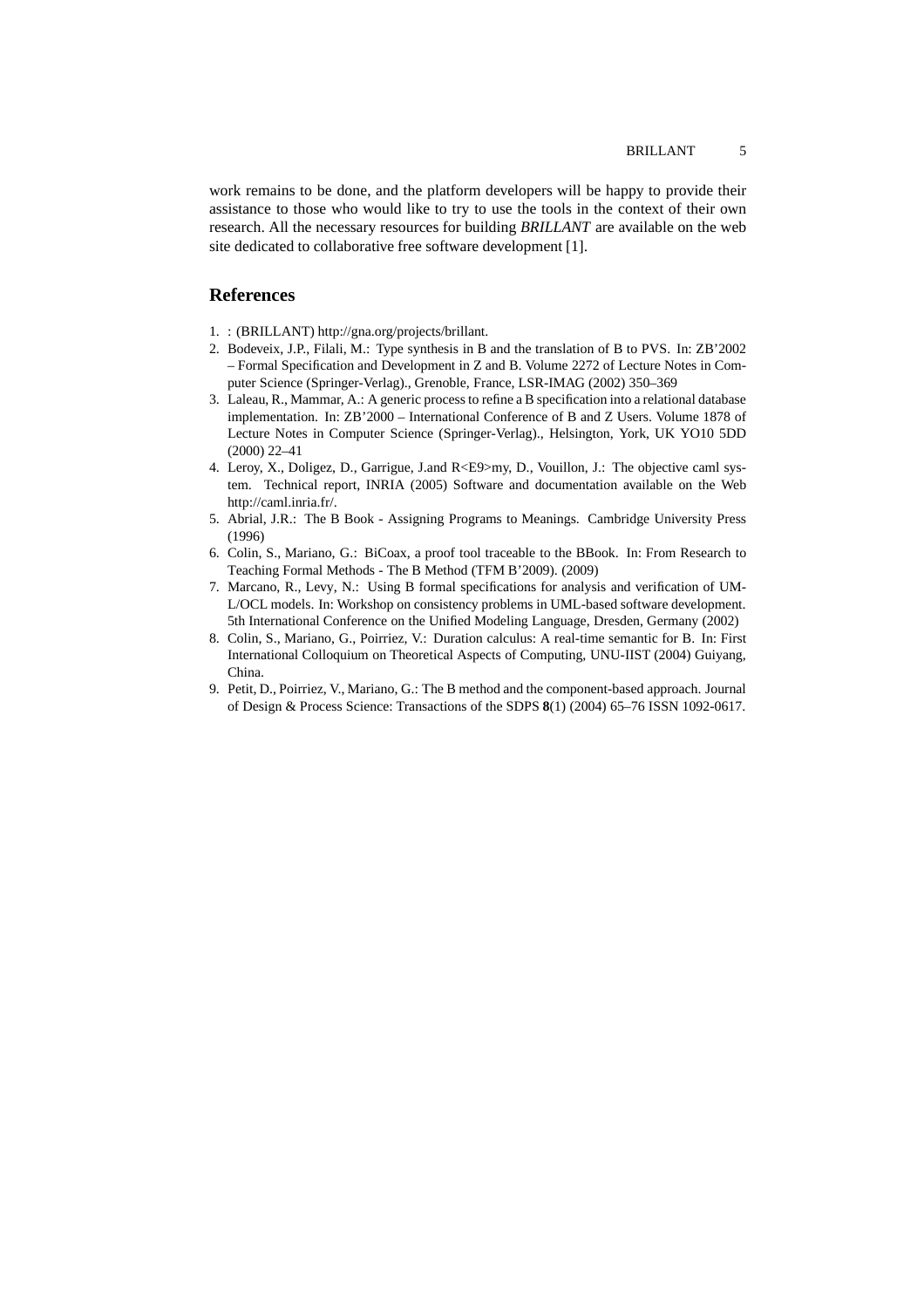work remains to be done, and the platform developers will be happy to provide their assistance to those who would like to try to use the tools in the context of their own research. All the necessary resources for building *BRILLANT* are available on the web site dedicated to collaborative free software development [1].

## References

1. : (BRILLANT) http://gna.org/projects/brillant.
2. Bodeveix, J.P., Filali, M.: Type synthesis in B and the translation of B to PVS. In: ZB'2002 – Formal Specification and Development in Z and B. Volume 2272 of Lecture Notes in Computer Science (Springer-Verlag)., Grenoble, France, LSR-IMAG (2002) 350–369
3. Laleau, R., Mammar, A.: A generic process to refine a B specification into a relational database implementation. In: ZB'2000 – International Conference of B and Z Users. Volume 1878 of Lecture Notes in Computer Science (Springer-Verlag)., Helsington, York, UK YO10 5DD (2000) 22–41
4. Leroy, X., Doligez, D., Garrigue, J.and R<E9>my, D., Vouillon, J.: The objective caml system. Technical report, INRIA (2005) Software and documentation available on the Web http://caml.inria.fr/.
5. Abrial, J.R.: The B Book - Assigning Programs to Meanings. Cambridge University Press (1996)
6. Colin, S., Mariano, G.: BiCoax, a proof tool traceable to the BBook. In: From Research to Teaching Formal Methods - The B Method (TFM B'2009). (2009)
7. Marcano, R., Levy, N.: Using B formal specifications for analysis and verification of UML/OCL models. In: Workshop on consistency problems in UML-based software development. 5th International Conference on the Unified Modeling Language, Dresden, Germany (2002)
8. Colin, S., Mariano, G., Poirriez, V.: Duration calculus: A real-time semantic for B. In: First International Colloquium on Theoretical Aspects of Computing, UNU-IIST (2004) Guiyang, China.
9. Petit, D., Poirriez, V., Mariano, G.: The B method and the component-based approach. Journal of Design & Process Science: Transactions of the SDPS **8**(1) (2004) 65–76 ISSN 1092-0617.